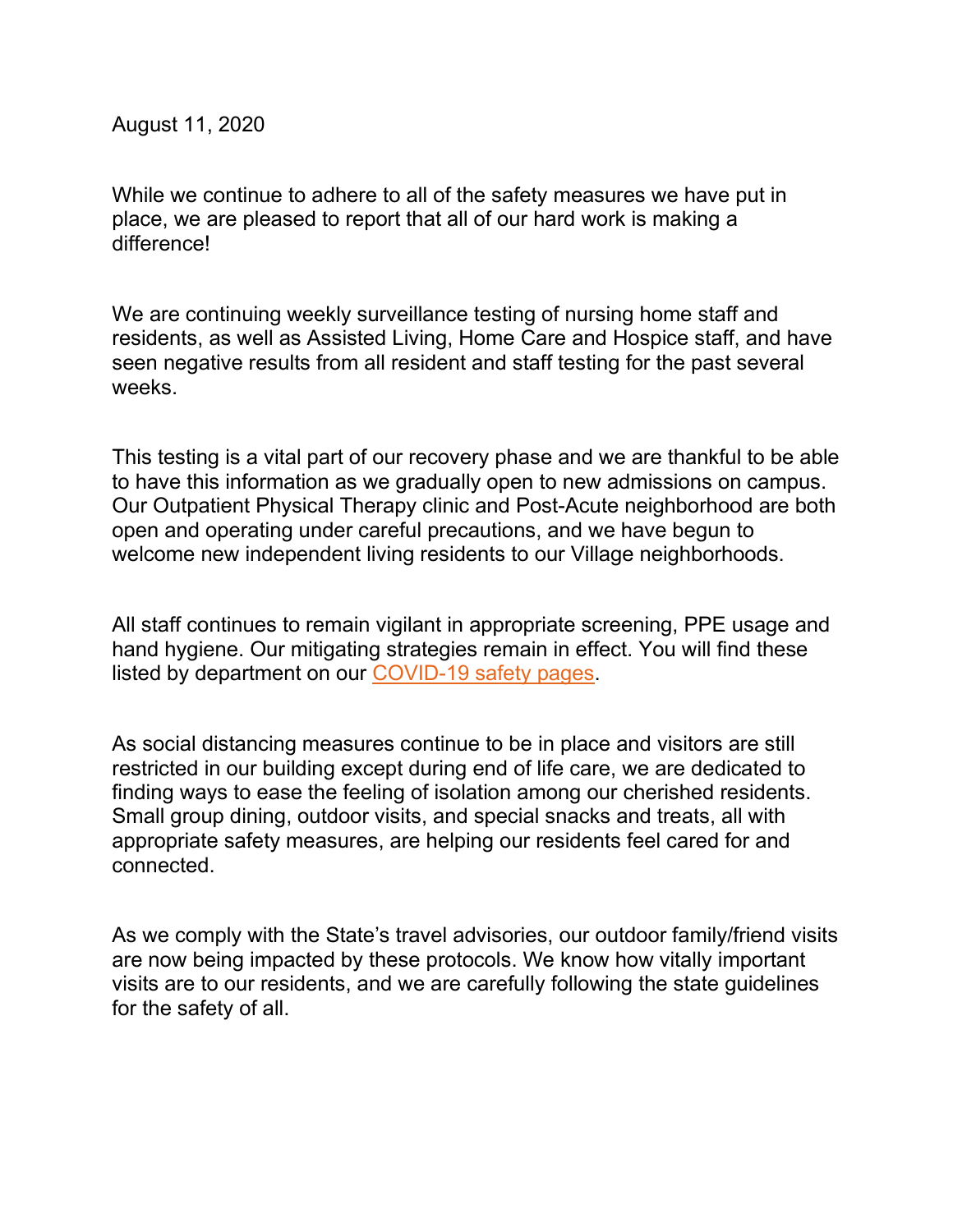August 11, 2020

While we continue to adhere to all of the safety measures we have put in place, we are pleased to report that all of our hard work is making a difference!

We are continuing weekly surveillance testing of nursing home staff and residents, as well as Assisted Living, Home Care and Hospice staff, and have seen negative results from all resident and staff testing for the past several weeks.

This testing is a vital part of our recovery phase and we are thankful to be able to have this information as we gradually open to new admissions on campus. Our Outpatient Physical Therapy clinic and Post-Acute neighborhood are both open and operating under careful precautions, and we have begun to welcome new independent living residents to our Village neighborhoods.

All staff continues to remain vigilant in appropriate screening, PPE usage and hand hygiene. Our mitigating strategies remain in effect. You will find these listed by department on our COVID-19 safety pages.

As social distancing measures continue to be in place and visitors are still restricted in our building except during end of life care, we are dedicated to finding ways to ease the feeling of isolation among our cherished residents. Small group dining, outdoor visits, and special snacks and treats, all with appropriate safety measures, are helping our residents feel cared for and connected.

As we comply with the State's travel advisories, our outdoor family/friend visits are now being impacted by these protocols. We know how vitally important visits are to our residents, and we are carefully following the state guidelines for the safety of all.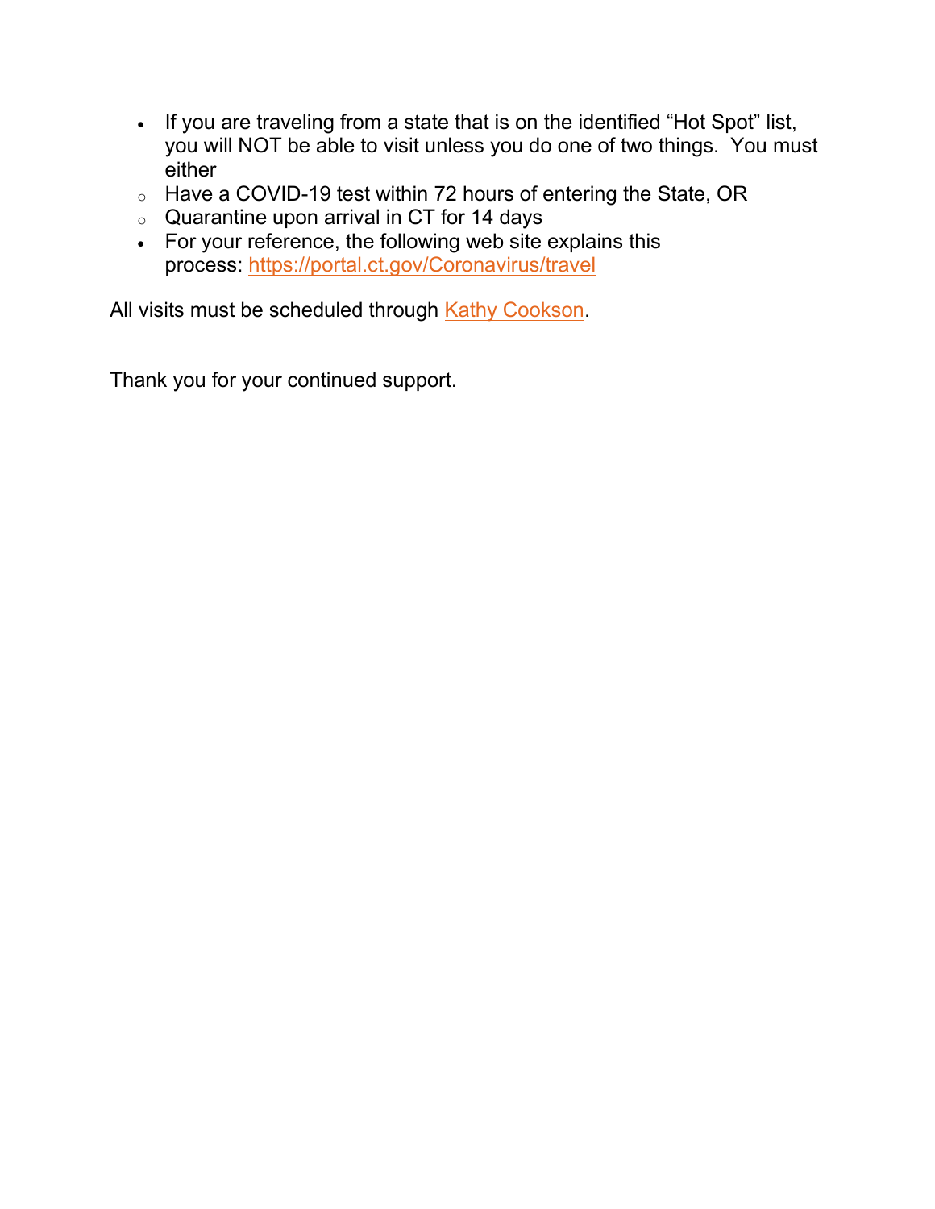- If you are traveling from a state that is on the identified "Hot Spot" list, you will NOT be able to visit unless you do one of two things. You must either
    - Have a COVID-19 test within 72 hours of entering the State, OR
    - Quarantine upon arrival in CT for 14 days
- For your reference, the following web site explains this process: [https://portal.ct.gov/Coronavirus/travel](https://portal.ct.gov/Coronavirus/travel)

All visits must be scheduled through Kathy Cookson.

Thank you for your continued support.